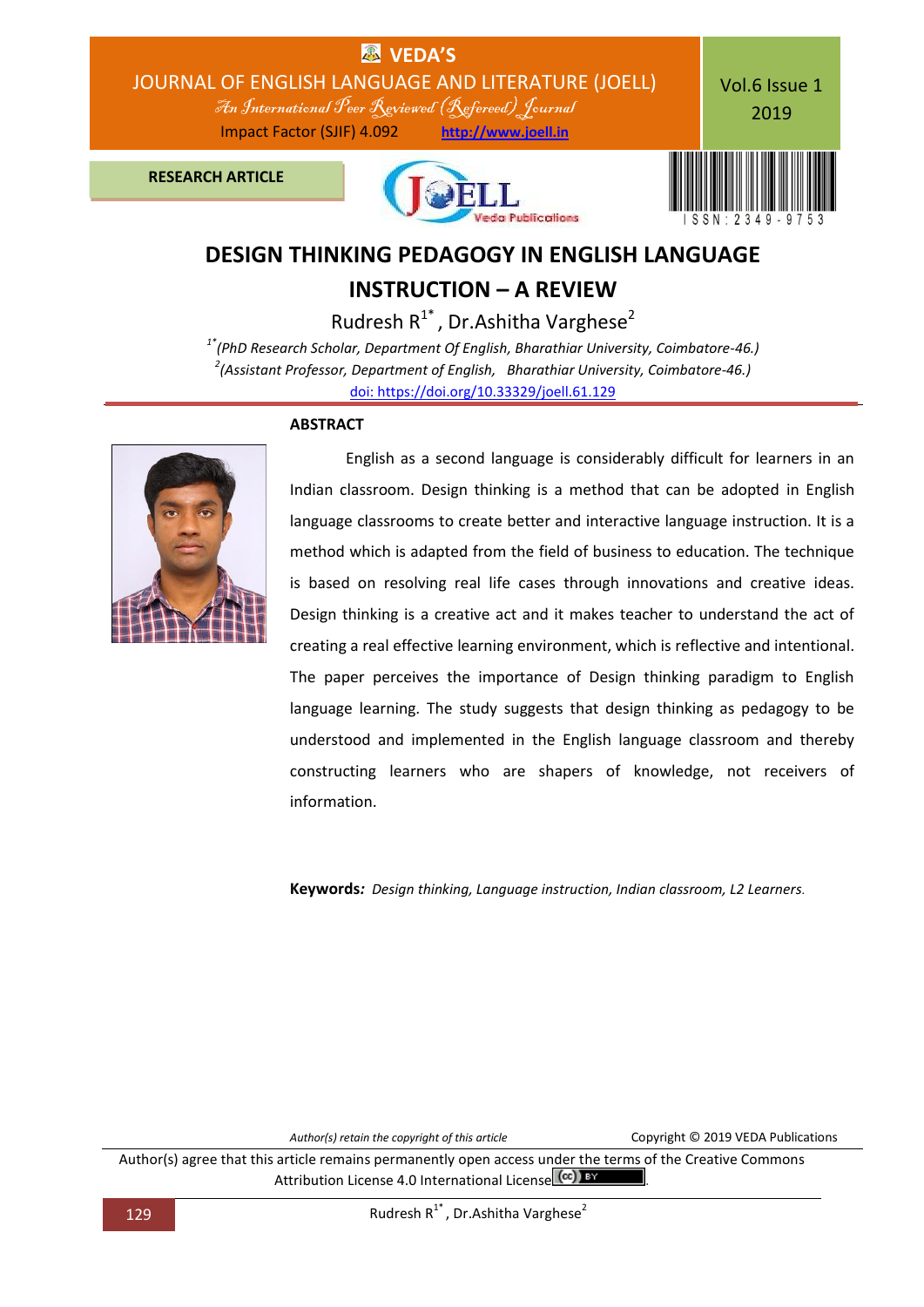**RESEARCH ARTICLE**

# DESIGN THINKING PEDAGOGY IN ENGLISH LANGUAGE INSTRUCTION – A REVIEW

Rudresh R[1*], Dr.Ashitha Varghese[2]

[1*](PhD Research Scholar, Department Of English, Bharathiar University, Coimbatore-46.)
[2](Assistant Professor, Department of English, Bharathiar University, Coimbatore-46.)

doi: https://doi.org/10.33329/joell.61.129

## ABSTRACT

English as a second language is considerably difficult for learners in an Indian classroom. Design thinking is a method that can be adopted in English language classrooms to create better and interactive language instruction. It is a method which is adapted from the field of business to education. The technique is based on resolving real life cases through innovations and creative ideas. Design thinking is a creative act and it makes teacher to understand the act of creating a real effective learning environment, which is reflective and intentional. The paper perceives the importance of Design thinking paradigm to English language learning. The study suggests that design thinking as pedagogy to be understood and implemented in the English language classroom and thereby constructing learners who are shapers of knowledge, not receivers of information.

**Keywords***:* *Design thinking, Language instruction, Indian classroom, L2 Learners.*

*Author(s) retain the copyright of this article* Copyright © 2019 VEDA Publications

Author(s) agree that this article remains permanently open access under the terms of the Creative Commons Attribution License 4.0 International License.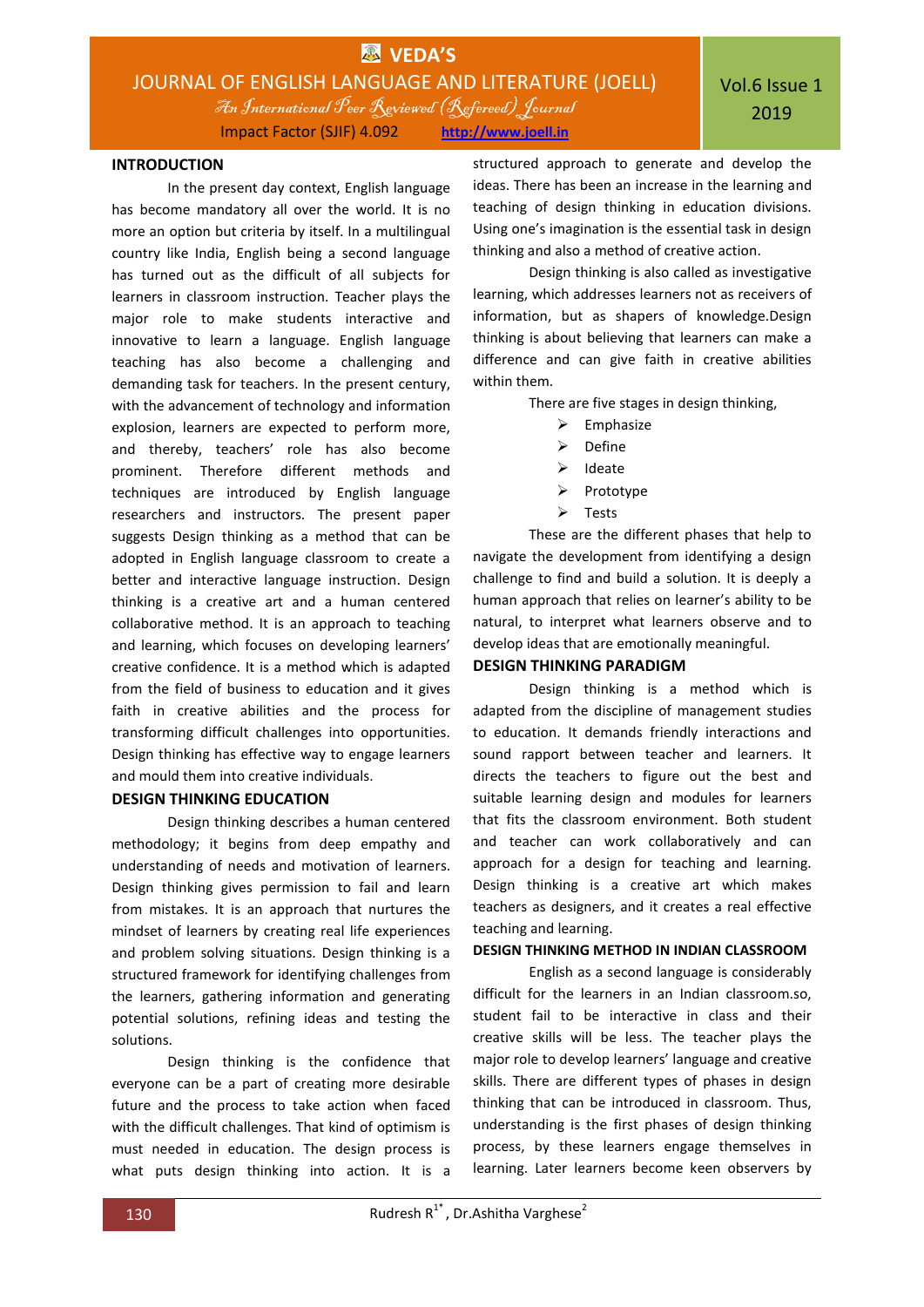## INTRODUCTION

In the present day context, English language has become mandatory all over the world. It is no more an option but criteria by itself. In a multilingual country like India, English being a second language has turned out as the difficult of all subjects for learners in classroom instruction. Teacher plays the major role to make students interactive and innovative to learn a language. English language teaching has also become a challenging and demanding task for teachers. In the present century, with the advancement of technology and information explosion, learners are expected to perform more, and thereby, teachers' role has also become prominent. Therefore different methods and techniques are introduced by English language researchers and instructors. The present paper suggests Design thinking as a method that can be adopted in English language classroom to create a better and interactive language instruction. Design thinking is a creative art and a human centered collaborative method. It is an approach to teaching and learning, which focuses on developing learners' creative confidence. It is a method which is adapted from the field of business to education and it gives faith in creative abilities and the process for transforming difficult challenges into opportunities. Design thinking has effective way to engage learners and mould them into creative individuals.

## DESIGN THINKING EDUCATION

Design thinking describes a human centered methodology; it begins from deep empathy and understanding of needs and motivation of learners. Design thinking gives permission to fail and learn from mistakes. It is an approach that nurtures the mindset of learners by creating real life experiences and problem solving situations. Design thinking is a structured framework for identifying challenges from the learners, gathering information and generating potential solutions, refining ideas and testing the solutions.

Design thinking is the confidence that everyone can be a part of creating more desirable future and the process to take action when faced with the difficult challenges. That kind of optimism is must needed in education. The design process is what puts design thinking into action. It is a structured approach to generate and develop the ideas. There has been an increase in the learning and teaching of design thinking in education divisions. Using one's imagination is the essential task in design thinking and also a method of creative action.

Design thinking is also called as investigative learning, which addresses learners not as receivers of information, but as shapers of knowledge.Design thinking is about believing that learners can make a difference and can give faith in creative abilities within them.

There are five stages in design thinking,

- Emphasize
- Define
- Ideate
- Prototype
- Tests

These are the different phases that help to navigate the development from identifying a design challenge to find and build a solution. It is deeply a human approach that relies on learner's ability to be natural, to interpret what learners observe and to develop ideas that are emotionally meaningful.

## DESIGN THINKING PARADIGM

Design thinking is a method which is adapted from the discipline of management studies to education. It demands friendly interactions and sound rapport between teacher and learners. It directs the teachers to figure out the best and suitable learning design and modules for learners that fits the classroom environment. Both student and teacher can work collaboratively and can approach for a design for teaching and learning. Design thinking is a creative art which makes teachers as designers, and it creates a real effective teaching and learning.

## DESIGN THINKING METHOD IN INDIAN CLASSROOM

English as a second language is considerably difficult for the learners in an Indian classroom.so, student fail to be interactive in class and their creative skills will be less. The teacher plays the major role to develop learners' language and creative skills. There are different types of phases in design thinking that can be introduced in classroom. Thus, understanding is the first phases of design thinking process, by these learners engage themselves in learning. Later learners become keen observers by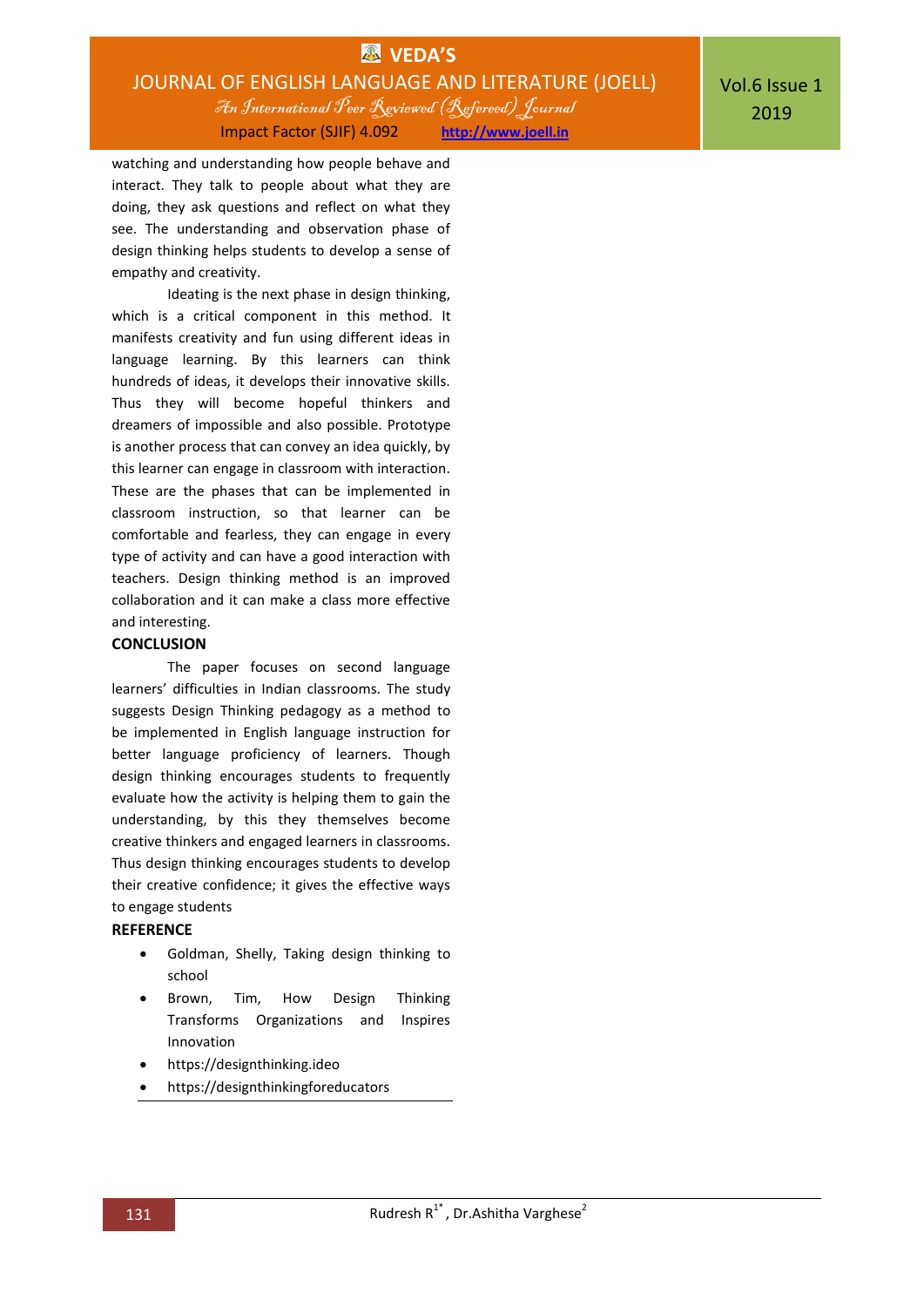watching and understanding how people behave and interact. They talk to people about what they are doing, they ask questions and reflect on what they see. The understanding and observation phase of design thinking helps students to develop a sense of empathy and creativity.

Ideating is the next phase in design thinking, which is a critical component in this method. It manifests creativity and fun using different ideas in language learning. By this learners can think hundreds of ideas, it develops their innovative skills. Thus they will become hopeful thinkers and dreamers of impossible and also possible. Prototype is another process that can convey an idea quickly, by this learner can engage in classroom with interaction. These are the phases that can be implemented in classroom instruction, so that learner can be comfortable and fearless, they can engage in every type of activity and can have a good interaction with teachers. Design thinking method is an improved collaboration and it can make a class more effective and interesting.

## CONCLUSION

The paper focuses on second language learners' difficulties in Indian classrooms. The study suggests Design Thinking pedagogy as a method to be implemented in English language instruction for better language proficiency of learners. Though design thinking encourages students to frequently evaluate how the activity is helping them to gain the understanding, by this they themselves become creative thinkers and engaged learners in classrooms. Thus design thinking encourages students to develop their creative confidence; it gives the effective ways to engage students

## REFERENCE

- Goldman, Shelly, Taking design thinking to school
- Brown, Tim, How Design Thinking Transforms Organizations and Inspires Innovation
- https://designthinking.ideo
- https://designthinkingforeducators